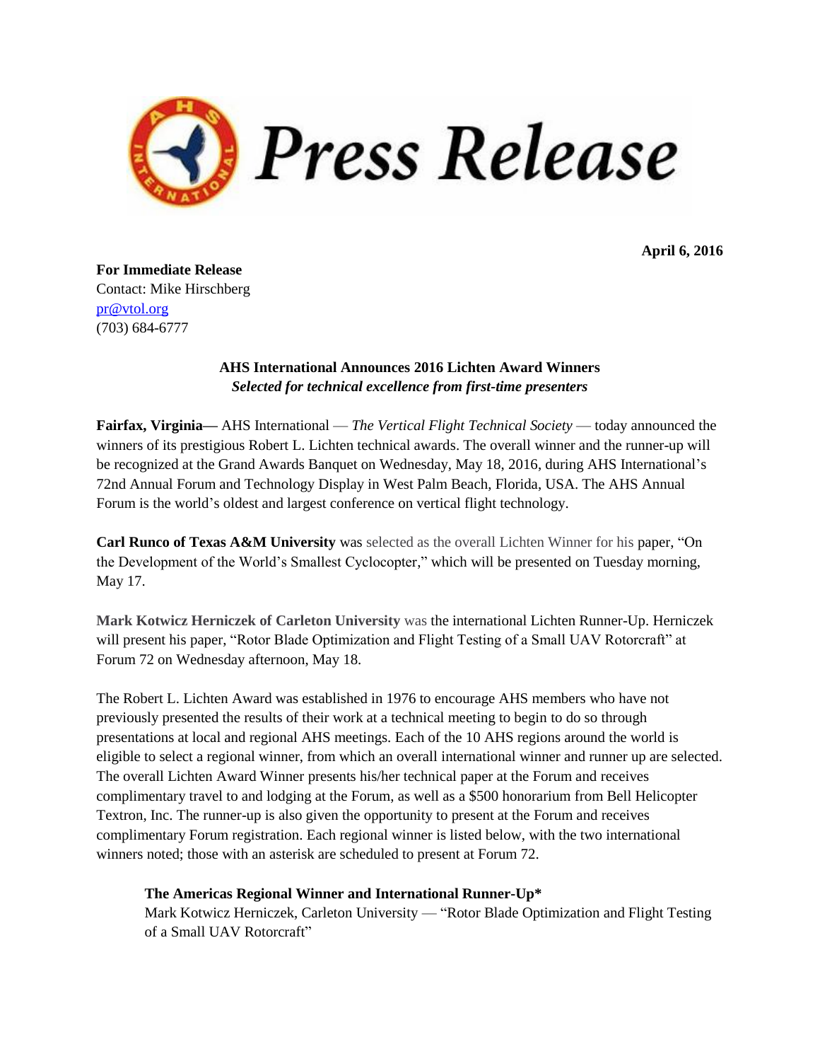# Press Release

**April 6, 2016**

**For Immediate Release**
Contact: Mike Hirschberg
pr@vtol.org
(703) 684-6777

**AHS International Announces 2016 Lichten Award Winners**
***Selected for technical excellence from first-time presenters***

**Fairfax, Virginia—** AHS International — *The Vertical Flight Technical Society* — today announced the winners of its prestigious Robert L. Lichten technical awards. The overall winner and the runner-up will be recognized at the Grand Awards Banquet on Wednesday, May 18, 2016, during AHS International's 72nd Annual Forum and Technology Display in West Palm Beach, Florida, USA. The AHS Annual Forum is the world's oldest and largest conference on vertical flight technology.

**Carl Runco of Texas A&M University** was selected as the overall Lichten Winner for his paper, "On the Development of the World's Smallest Cyclocopter," which will be presented on Tuesday morning, May 17.

**Mark Kotwicz Herniczek of Carleton University** was the international Lichten Runner-Up. Herniczek will present his paper, "Rotor Blade Optimization and Flight Testing of a Small UAV Rotorcraft" at Forum 72 on Wednesday afternoon, May 18.

The Robert L. Lichten Award was established in 1976 to encourage AHS members who have not previously presented the results of their work at a technical meeting to begin to do so through presentations at local and regional AHS meetings. Each of the 10 AHS regions around the world is eligible to select a regional winner, from which an overall international winner and runner up are selected. The overall Lichten Award Winner presents his/her technical paper at the Forum and receives complimentary travel to and lodging at the Forum, as well as a $500 honorarium from Bell Helicopter Textron, Inc. The runner-up is also given the opportunity to present at the Forum and receives complimentary Forum registration. Each regional winner is listed below, with the two international winners noted; those with an asterisk are scheduled to present at Forum 72.

**The Americas Regional Winner and International Runner-Up***
Mark Kotwicz Herniczek, Carleton University — "Rotor Blade Optimization and Flight Testing of a Small UAV Rotorcraft"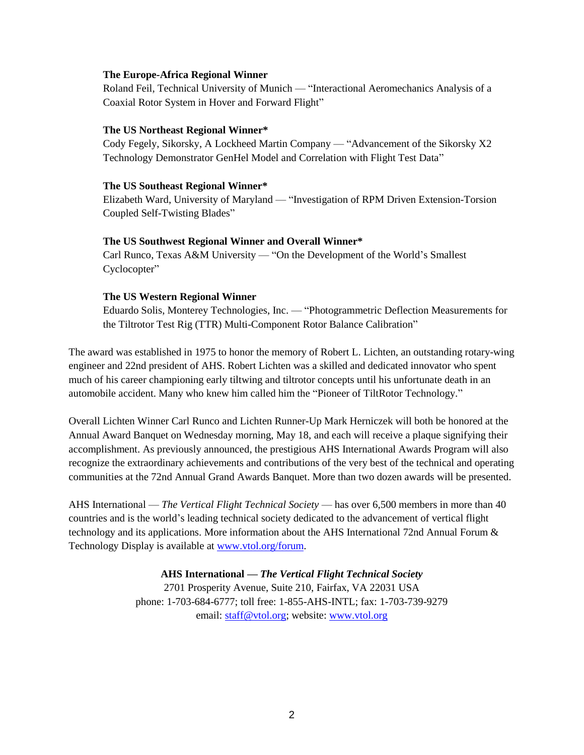**The Europe-Africa Regional Winner**
Roland Feil, Technical University of Munich — "Interactional Aeromechanics Analysis of a Coaxial Rotor System in Hover and Forward Flight"

**The US Northeast Regional Winner***
Cody Fegely, Sikorsky, A Lockheed Martin Company — "Advancement of the Sikorsky X2 Technology Demonstrator GenHel Model and Correlation with Flight Test Data"

**The US Southeast Regional Winner***
Elizabeth Ward, University of Maryland — "Investigation of RPM Driven Extension-Torsion Coupled Self-Twisting Blades"

**The US Southwest Regional Winner and Overall Winner***
Carl Runco, Texas A&M University — "On the Development of the World's Smallest Cyclocopter"

**The US Western Regional Winner**
Eduardo Solis, Monterey Technologies, Inc. — "Photogrammetric Deflection Measurements for the Tiltrotor Test Rig (TTR) Multi-Component Rotor Balance Calibration"

The award was established in 1975 to honor the memory of Robert L. Lichten, an outstanding rotary-wing engineer and 22nd president of AHS. Robert Lichten was a skilled and dedicated innovator who spent much of his career championing early tiltwing and tiltrotor concepts until his unfortunate death in an automobile accident. Many who knew him called him the "Pioneer of TiltRotor Technology."

Overall Lichten Winner Carl Runco and Lichten Runner-Up Mark Herniczek will both be honored at the Annual Award Banquet on Wednesday morning, May 18, and each will receive a plaque signifying their accomplishment. As previously announced, the prestigious AHS International Awards Program will also recognize the extraordinary achievements and contributions of the very best of the technical and operating communities at the 72nd Annual Grand Awards Banquet. More than two dozen awards will be presented.

AHS International — *The Vertical Flight Technical Society* — has over 6,500 members in more than 40 countries and is the world's leading technical society dedicated to the advancement of vertical flight technology and its applications. More information about the AHS International 72nd Annual Forum & Technology Display is available at www.vtol.org/forum.

**AHS International — *The Vertical Flight Technical Society***
2701 Prosperity Avenue, Suite 210, Fairfax, VA 22031 USA
phone: 1-703-684-6777; toll free: 1-855-AHS-INTL; fax: 1-703-739-9279
email: staff@vtol.org; website: www.vtol.org